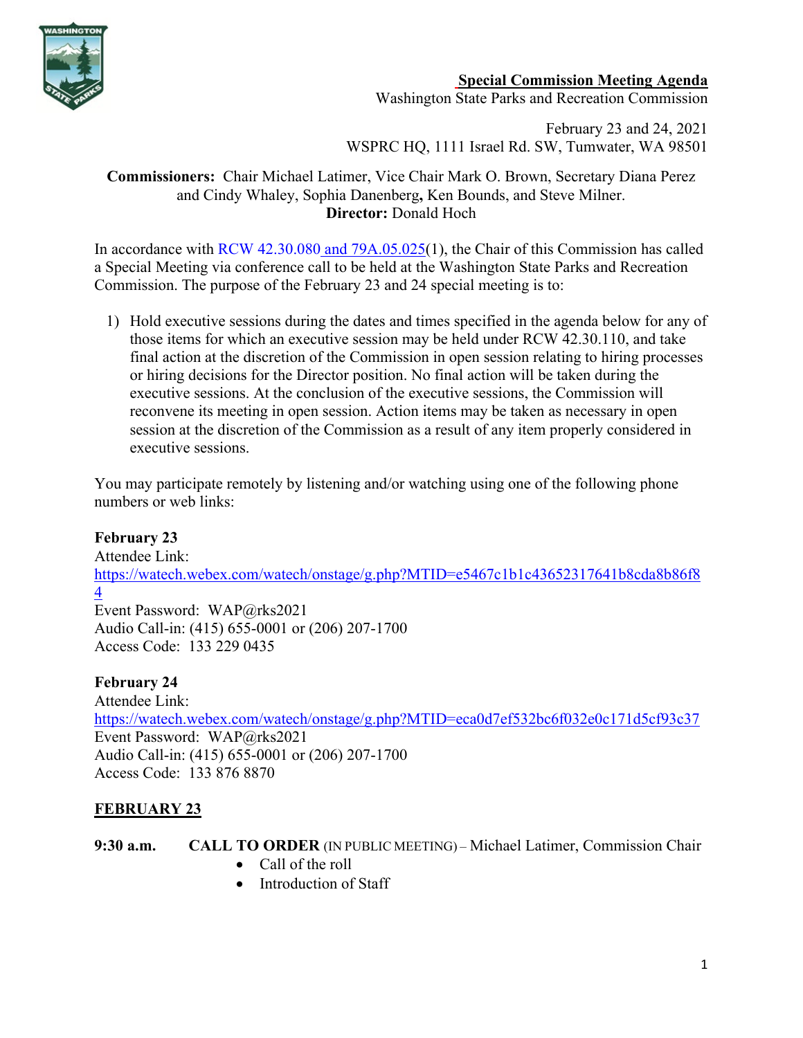**Special Commission Meeting Agenda**
Washington State Parks and Recreation Commission

February 23 and 24, 2021
WSPRC HQ, 1111 Israel Rd. SW, Tumwater, WA 98501

**Commissioners:** Chair Michael Latimer, Vice Chair Mark O. Brown, Secretary Diana Perez and Cindy Whaley, Sophia Danenberg**,** Ken Bounds, and Steve Milner.
**Director:** Donald Hoch

In accordance with RCW 42.30.080 and 79A.05.025(1), the Chair of this Commission has called a Special Meeting via conference call to be held at the Washington State Parks and Recreation Commission. The purpose of the February 23 and 24 special meeting is to:

1) Hold executive sessions during the dates and times specified in the agenda below for any of those items for which an executive session may be held under RCW 42.30.110, and take final action at the discretion of the Commission in open session relating to hiring processes or hiring decisions for the Director position. No final action will be taken during the executive sessions. At the conclusion of the executive sessions, the Commission will reconvene its meeting in open session. Action items may be taken as necessary in open session at the discretion of the Commission as a result of any item properly considered in executive sessions.

You may participate remotely by listening and/or watching using one of the following phone numbers or web links:

**February 23**
Attendee Link:
https://watech.webex.com/watech/onstage/g.php?MTID=e5467c1b1c43652317641b8cda8b86f84
Event Password: WAP@rks2021
Audio Call-in: (415) 655-0001 or (206) 207-1700
Access Code: 133 229 0435

**February 24**
Attendee Link:
https://watech.webex.com/watech/onstage/g.php?MTID=eca0d7ef532bc6f032e0c171d5cf93c37
Event Password: WAP@rks2021
Audio Call-in: (415) 655-0001 or (206) 207-1700
Access Code: 133 876 8870

## FEBRUARY 23

**9:30 a.m.** **CALL TO ORDER** (IN PUBLIC MEETING) – Michael Latimer, Commission Chair

- Call of the roll
- Introduction of Staff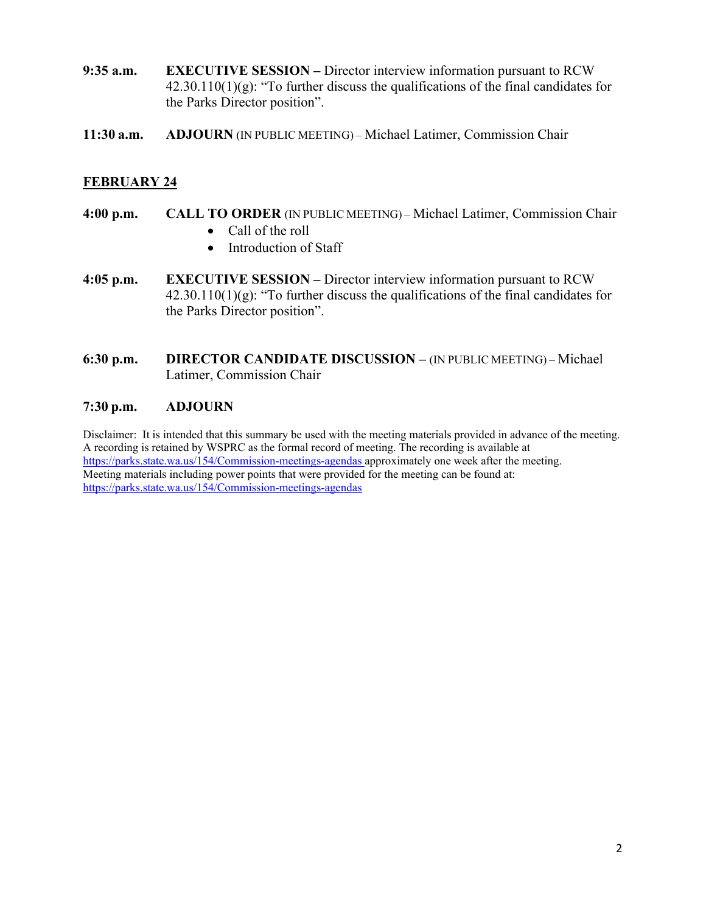**9:35 a.m.** **EXECUTIVE SESSION –** Director interview information pursuant to RCW 42.30.110(1)(g): "To further discuss the qualifications of the final candidates for the Parks Director position".

**11:30 a.m.** **ADJOURN** (IN PUBLIC MEETING) – Michael Latimer, Commission Chair

**FEBRUARY 24**

**4:00 p.m.** **CALL TO ORDER** (IN PUBLIC MEETING) – Michael Latimer, Commission Chair

- Call of the roll
- Introduction of Staff

**4:05 p.m.** **EXECUTIVE SESSION –** Director interview information pursuant to RCW 42.30.110(1)(g): "To further discuss the qualifications of the final candidates for the Parks Director position".

**6:30 p.m.** **DIRECTOR CANDIDATE DISCUSSION –** (IN PUBLIC MEETING) – Michael Latimer, Commission Chair

**7:30 p.m.** **ADJOURN**

Disclaimer: It is intended that this summary be used with the meeting materials provided in advance of the meeting. A recording is retained by WSPRC as the formal record of meeting. The recording is available at https://parks.state.wa.us/154/Commission-meetings-agendas approximately one week after the meeting. Meeting materials including power points that were provided for the meeting can be found at: https://parks.state.wa.us/154/Commission-meetings-agendas